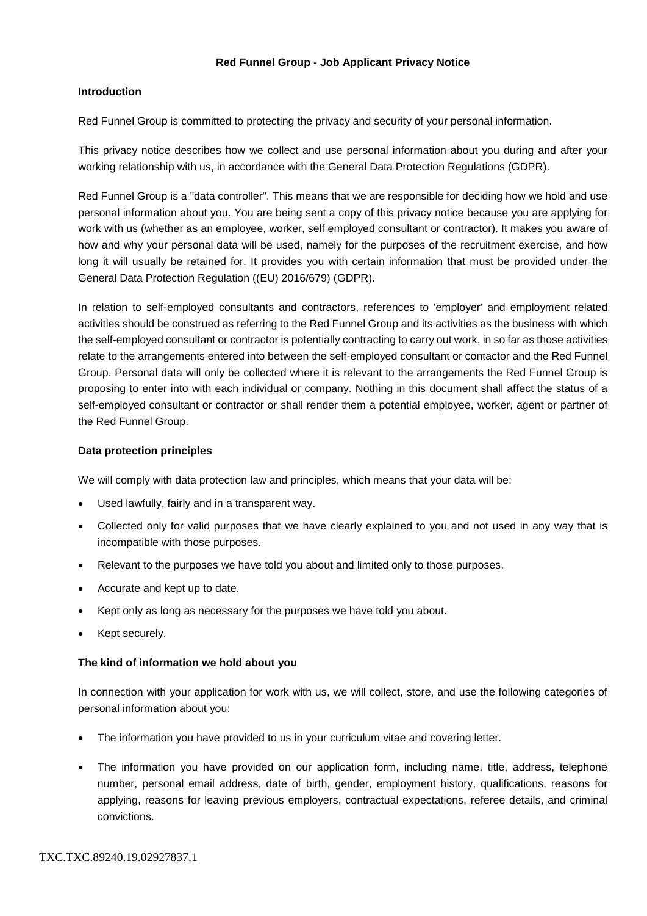# Red Funnel Group - Job Applicant Privacy Notice

## Introduction

Red Funnel Group is committed to protecting the privacy and security of your personal information.

This privacy notice describes how we collect and use personal information about you during and after your working relationship with us, in accordance with the General Data Protection Regulations (GDPR).

Red Funnel Group is a "data controller". This means that we are responsible for deciding how we hold and use personal information about you. You are being sent a copy of this privacy notice because you are applying for work with us (whether as an employee, worker, self employed consultant or contractor). It makes you aware of how and why your personal data will be used, namely for the purposes of the recruitment exercise, and how long it will usually be retained for. It provides you with certain information that must be provided under the General Data Protection Regulation ((EU) 2016/679) (GDPR).

In relation to self-employed consultants and contractors, references to 'employer' and employment related activities should be construed as referring to the Red Funnel Group and its activities as the business with which the self-employed consultant or contractor is potentially contracting to carry out work, in so far as those activities relate to the arrangements entered into between the self-employed consultant or contactor and the Red Funnel Group. Personal data will only be collected where it is relevant to the arrangements the Red Funnel Group is proposing to enter into with each individual or company. Nothing in this document shall affect the status of a self-employed consultant or contractor or shall render them a potential employee, worker, agent or partner of the Red Funnel Group.

## Data protection principles

We will comply with data protection law and principles, which means that your data will be:

- Used lawfully, fairly and in a transparent way.
- Collected only for valid purposes that we have clearly explained to you and not used in any way that is incompatible with those purposes.
- Relevant to the purposes we have told you about and limited only to those purposes.
- Accurate and kept up to date.
- Kept only as long as necessary for the purposes we have told you about.
- Kept securely.

## The kind of information we hold about you

In connection with your application for work with us, we will collect, store, and use the following categories of personal information about you:

- The information you have provided to us in your curriculum vitae and covering letter.
- The information you have provided on our application form, including name, title, address, telephone number, personal email address, date of birth, gender, employment history, qualifications, reasons for applying, reasons for leaving previous employers, contractual expectations, referee details, and criminal convictions.

TXC.TXC.89240.19.02927837.1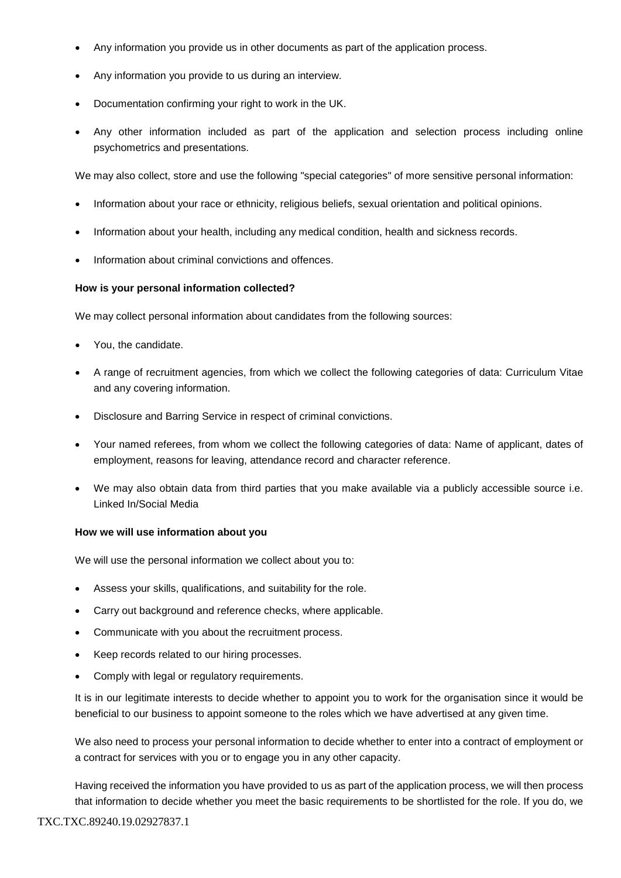- Any information you provide us in other documents as part of the application process.
- Any information you provide to us during an interview.
- Documentation confirming your right to work in the UK.
- Any other information included as part of the application and selection process including online psychometrics and presentations.

We may also collect, store and use the following "special categories" of more sensitive personal information:

- Information about your race or ethnicity, religious beliefs, sexual orientation and political opinions.
- Information about your health, including any medical condition, health and sickness records.
- Information about criminal convictions and offences.

**How is your personal information collected?**

We may collect personal information about candidates from the following sources:

- You, the candidate.
- A range of recruitment agencies, from which we collect the following categories of data: Curriculum Vitae and any covering information.
- Disclosure and Barring Service in respect of criminal convictions.
- Your named referees, from whom we collect the following categories of data: Name of applicant, dates of employment, reasons for leaving, attendance record and character reference.
- We may also obtain data from third parties that you make available via a publicly accessible source i.e. Linked In/Social Media

**How we will use information about you**

We will use the personal information we collect about you to:

- Assess your skills, qualifications, and suitability for the role.
- Carry out background and reference checks, where applicable.
- Communicate with you about the recruitment process.
- Keep records related to our hiring processes.
- Comply with legal or regulatory requirements.

It is in our legitimate interests to decide whether to appoint you to work for the organisation since it would be beneficial to our business to appoint someone to the roles which we have advertised at any given time.

We also need to process your personal information to decide whether to enter into a contract of employment or a contract for services with you or to engage you in any other capacity.

Having received the information you have provided to us as part of the application process, we will then process that information to decide whether you meet the basic requirements to be shortlisted for the role. If you do, we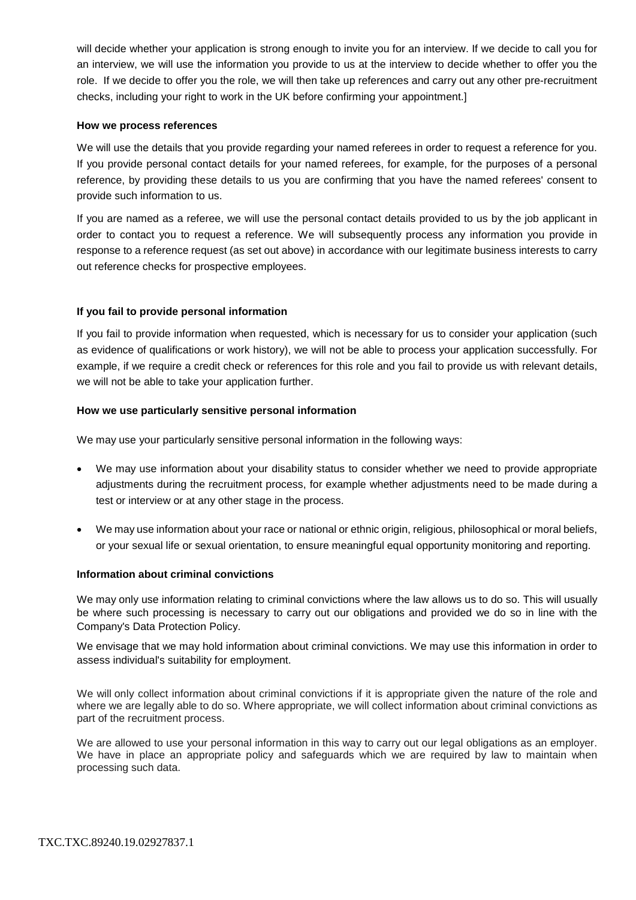will decide whether your application is strong enough to invite you for an interview. If we decide to call you for an interview, we will use the information you provide to us at the interview to decide whether to offer you the role. If we decide to offer you the role, we will then take up references and carry out any other pre-recruitment checks, including your right to work in the UK before confirming your appointment.]

**How we process references**

We will use the details that you provide regarding your named referees in order to request a reference for you. If you provide personal contact details for your named referees, for example, for the purposes of a personal reference, by providing these details to us you are confirming that you have the named referees' consent to provide such information to us.

If you are named as a referee, we will use the personal contact details provided to us by the job applicant in order to contact you to request a reference. We will subsequently process any information you provide in response to a reference request (as set out above) in accordance with our legitimate business interests to carry out reference checks for prospective employees.

**If you fail to provide personal information**

If you fail to provide information when requested, which is necessary for us to consider your application (such as evidence of qualifications or work history), we will not be able to process your application successfully. For example, if we require a credit check or references for this role and you fail to provide us with relevant details, we will not be able to take your application further.

**How we use particularly sensitive personal information**

We may use your particularly sensitive personal information in the following ways:

- We may use information about your disability status to consider whether we need to provide appropriate adjustments during the recruitment process, for example whether adjustments need to be made during a test or interview or at any other stage in the process.
- We may use information about your race or national or ethnic origin, religious, philosophical or moral beliefs, or your sexual life or sexual orientation, to ensure meaningful equal opportunity monitoring and reporting.

**Information about criminal convictions**

We may only use information relating to criminal convictions where the law allows us to do so. This will usually be where such processing is necessary to carry out our obligations and provided we do so in line with the Company's Data Protection Policy.

We envisage that we may hold information about criminal convictions. We may use this information in order to assess individual's suitability for employment.

We will only collect information about criminal convictions if it is appropriate given the nature of the role and where we are legally able to do so. Where appropriate, we will collect information about criminal convictions as part of the recruitment process.

We are allowed to use your personal information in this way to carry out our legal obligations as an employer. We have in place an appropriate policy and safeguards which we are required by law to maintain when processing such data.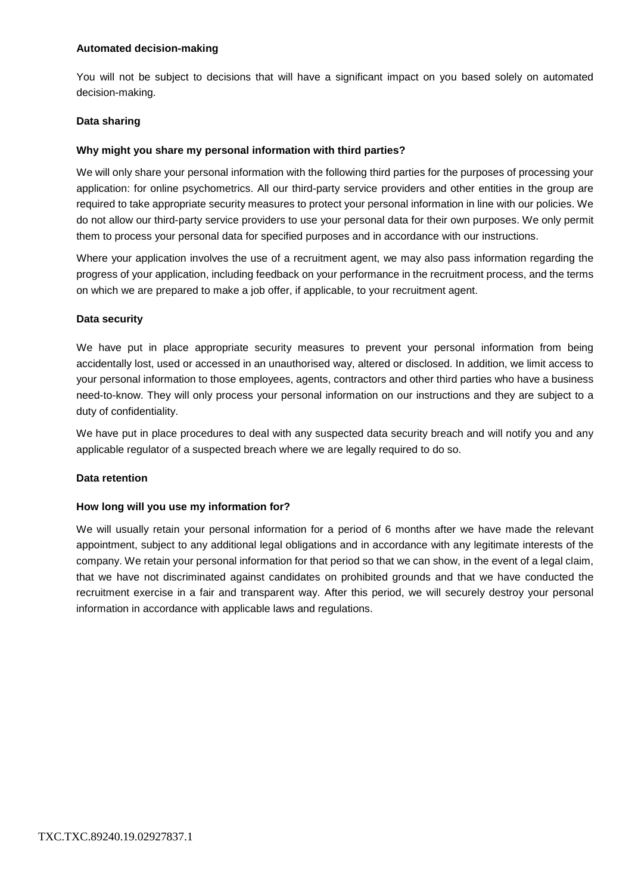**Automated decision-making**

You will not be subject to decisions that will have a significant impact on you based solely on automated decision-making.

**Data sharing**

**Why might you share my personal information with third parties?**

We will only share your personal information with the following third parties for the purposes of processing your application: for online psychometrics. All our third-party service providers and other entities in the group are required to take appropriate security measures to protect your personal information in line with our policies. We do not allow our third-party service providers to use your personal data for their own purposes. We only permit them to process your personal data for specified purposes and in accordance with our instructions.

Where your application involves the use of a recruitment agent, we may also pass information regarding the progress of your application, including feedback on your performance in the recruitment process, and the terms on which we are prepared to make a job offer, if applicable, to your recruitment agent.

**Data security**

We have put in place appropriate security measures to prevent your personal information from being accidentally lost, used or accessed in an unauthorised way, altered or disclosed. In addition, we limit access to your personal information to those employees, agents, contractors and other third parties who have a business need-to-know. They will only process your personal information on our instructions and they are subject to a duty of confidentiality.

We have put in place procedures to deal with any suspected data security breach and will notify you and any applicable regulator of a suspected breach where we are legally required to do so.

**Data retention**

**How long will you use my information for?**

We will usually retain your personal information for a period of 6 months after we have made the relevant appointment, subject to any additional legal obligations and in accordance with any legitimate interests of the company. We retain your personal information for that period so that we can show, in the event of a legal claim, that we have not discriminated against candidates on prohibited grounds and that we have conducted the recruitment exercise in a fair and transparent way. After this period, we will securely destroy your personal information in accordance with applicable laws and regulations.

TXC.TXC.89240.19.02927837.1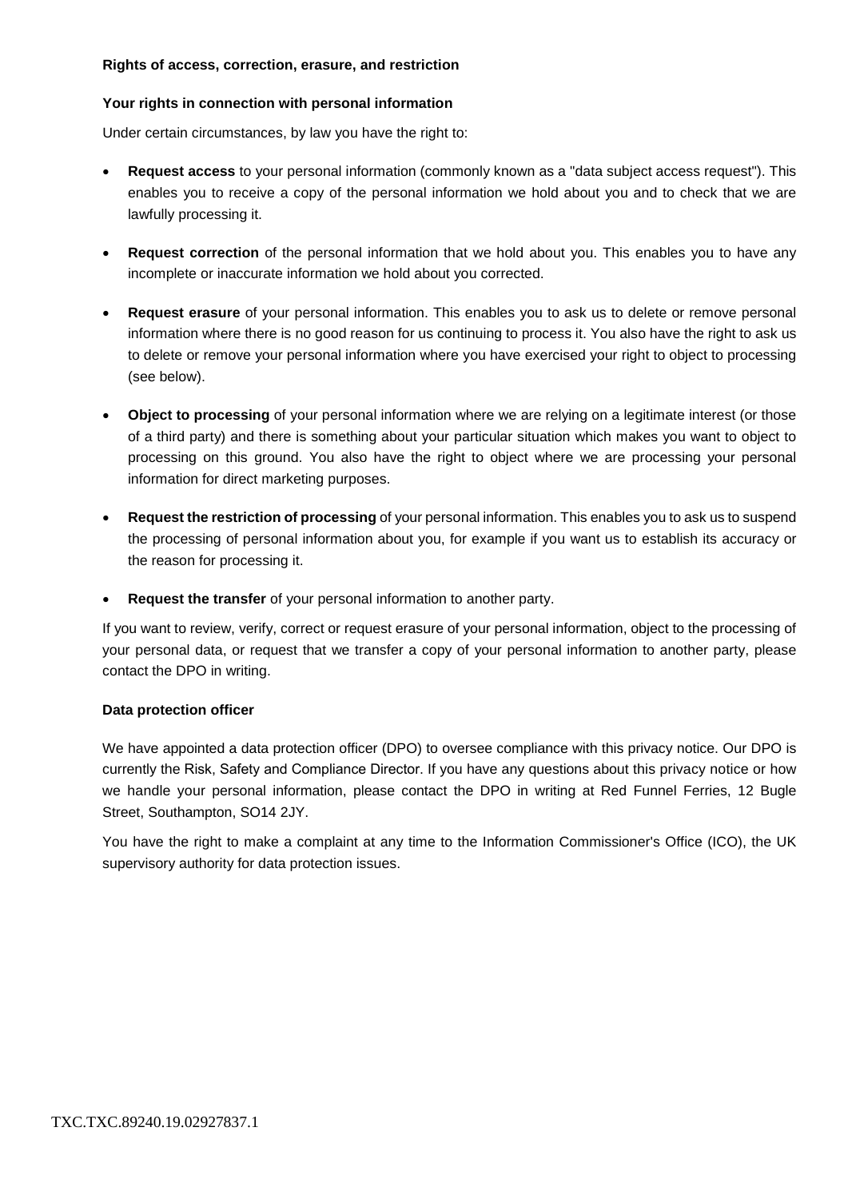**Rights of access, correction, erasure, and restriction**

**Your rights in connection with personal information**

Under certain circumstances, by law you have the right to:

- **Request access** to your personal information (commonly known as a "data subject access request"). This enables you to receive a copy of the personal information we hold about you and to check that we are lawfully processing it.
- **Request correction** of the personal information that we hold about you. This enables you to have any incomplete or inaccurate information we hold about you corrected.
- **Request erasure** of your personal information. This enables you to ask us to delete or remove personal information where there is no good reason for us continuing to process it. You also have the right to ask us to delete or remove your personal information where you have exercised your right to object to processing (see below).
- **Object to processing** of your personal information where we are relying on a legitimate interest (or those of a third party) and there is something about your particular situation which makes you want to object to processing on this ground. You also have the right to object where we are processing your personal information for direct marketing purposes.
- **Request the restriction of processing** of your personal information. This enables you to ask us to suspend the processing of personal information about you, for example if you want us to establish its accuracy or the reason for processing it.
- **Request the transfer** of your personal information to another party.

If you want to review, verify, correct or request erasure of your personal information, object to the processing of your personal data, or request that we transfer a copy of your personal information to another party, please contact the DPO in writing.

**Data protection officer**

We have appointed a data protection officer (DPO) to oversee compliance with this privacy notice. Our DPO is currently the Risk, Safety and Compliance Director. If you have any questions about this privacy notice or how we handle your personal information, please contact the DPO in writing at Red Funnel Ferries, 12 Bugle Street, Southampton, SO14 2JY.

You have the right to make a complaint at any time to the Information Commissioner's Office (ICO), the UK supervisory authority for data protection issues.

TXC.TXC.89240.19.02927837.1